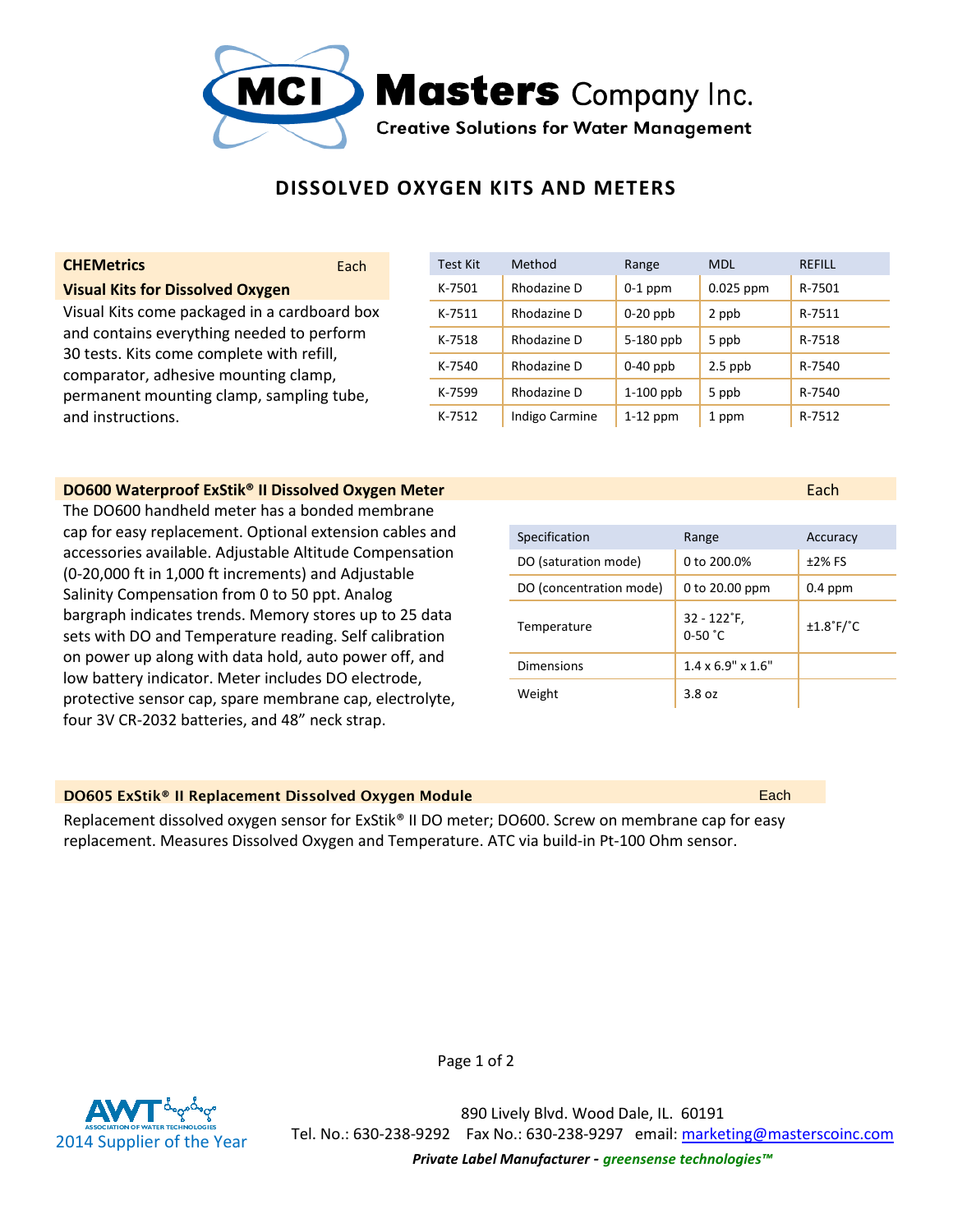# Masters Company Inc.

Creative Solutions for Water Management

## DISSOLVED OXYGEN KITS AND METERS

### CHEMetrics — Each

**Visual Kits for Dissolved Oxygen**

Visual Kits come packaged in a cardboard box and contains everything needed to perform 30 tests. Kits come complete with refill, comparator, adhesive mounting clamp, permanent mounting clamp, sampling tube, and instructions.

| Test Kit | Method | Range | MDL | REFILL |
|---|---|---|---|---|
| K-7501 | Rhodazine D | 0-1 ppm | 0.025 ppm | R-7501 |
| K-7511 | Rhodazine D | 0-20 ppb | 2 ppb | R-7511 |
| K-7518 | Rhodazine D | 5-180 ppb | 5 ppb | R-7518 |
| K-7540 | Rhodazine D | 0-40 ppb | 2.5 ppb | R-7540 |
| K-7599 | Rhodazine D | 1-100 ppb | 5 ppb | R-7540 |
| K-7512 | Indigo Carmine | 1-12 ppm | 1 ppm | R-7512 |

### DO600 Waterproof ExStik® II Dissolved Oxygen Meter — Each

The DO600 handheld meter has a bonded membrane cap for easy replacement. Optional extension cables and accessories available. Adjustable Altitude Compensation (0-20,000 ft in 1,000 ft increments) and Adjustable Salinity Compensation from 0 to 50 ppt. Analog bargraph indicates trends. Memory stores up to 25 data sets with DO and Temperature reading. Self calibration on power up along with data hold, auto power off, and low battery indicator. Meter includes DO electrode, protective sensor cap, spare membrane cap, electrolyte, four 3V CR-2032 batteries, and 48” neck strap.

| Specification | Range | Accuracy |
|---|---|---|
| DO (saturation mode) | 0 to 200.0% | ±2% FS |
| DO (concentration mode) | 0 to 20.00 ppm | 0.4 ppm |
| Temperature | 32 - 122˚F, 0-50 ˚C | ±1.8˚F/˚C |
| Dimensions | 1.4 x 6.9" x 1.6" | |
| Weight | 3.8 oz | |

### DO605 ExStik® II Replacement Dissolved Oxygen Module — Each

Replacement dissolved oxygen sensor for ExStik® II DO meter; DO600. Screw on membrane cap for easy replacement. Measures Dissolved Oxygen and Temperature. ATC via build-in Pt-100 Ohm sensor.

AWT Association of Water Technologies — 2014 Supplier of the Year

890 Lively Blvd. Wood Dale, IL. 60191
Tel. No.: 630-238-9292 Fax No.: 630-238-9297 email: marketing@masterscoinc.com

***Private Label Manufacturer - greensense technologies™***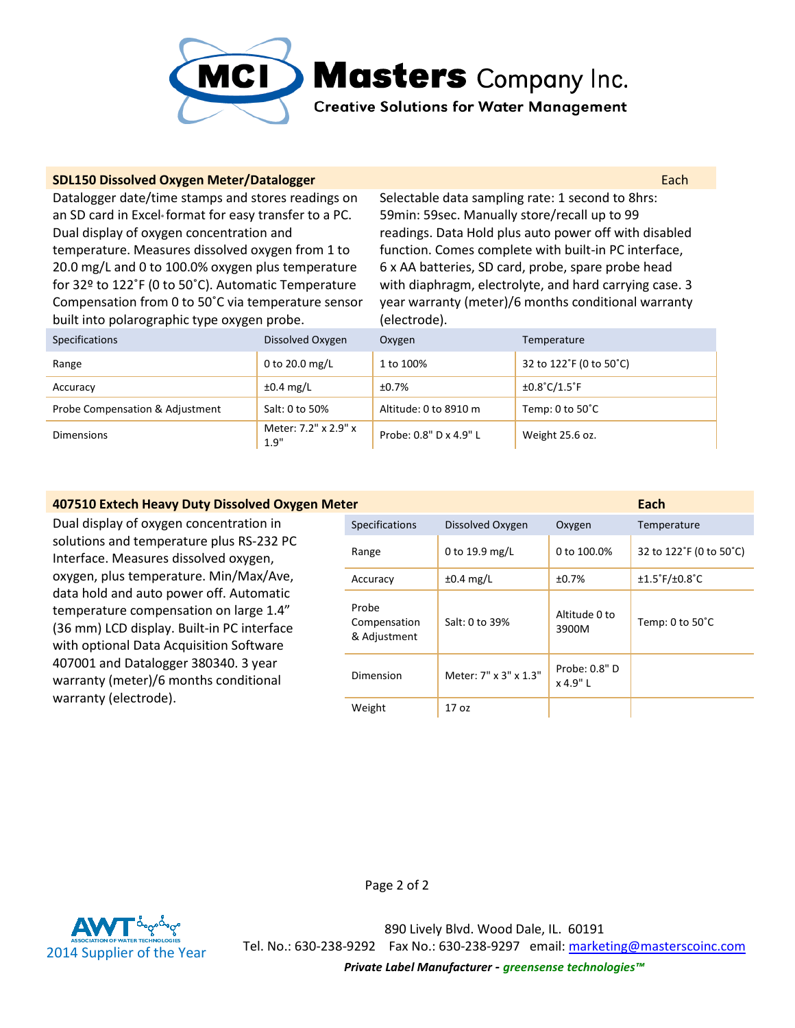**MCI Masters Company Inc.**
**Creative Solutions for Water Management**

## SDL150 Dissolved Oxygen Meter/Datalogger

Each

Datalogger date/time stamps and stores readings on an SD card in Excel format for easy transfer to a PC. Dual display of oxygen concentration and temperature. Measures dissolved oxygen from 1 to 20.0 mg/L and 0 to 100.0% oxygen plus temperature for 32º to 122˚F (0 to 50˚C). Automatic Temperature Compensation from 0 to 50˚C via temperature sensor built into polarographic type oxygen probe. Selectable data sampling rate: 1 second to 8hrs: 59min: 59sec. Manually store/recall up to 99 readings. Data Hold plus auto power off with disabled function. Comes complete with built-in PC interface, 6 x AA batteries, SD card, probe, spare probe head with diaphragm, electrolyte, and hard carrying case. 3 year warranty (meter)/6 months conditional warranty (electrode).

| Specifications | Dissolved Oxygen | Oxygen | Temperature |
|---|---|---|---|
| Range | 0 to 20.0 mg/L | 1 to 100% | 32 to 122˚F (0 to 50˚C) |
| Accuracy | ±0.4 mg/L | ±0.7% | ±0.8˚C/1.5˚F |
| Probe Compensation & Adjustment | Salt: 0 to 50% | Altitude: 0 to 8910 m | Temp: 0 to 50˚C |
| Dimensions | Meter: 7.2" x 2.9" x 1.9" | Probe: 0.8" D x 4.9" L | Weight 25.6 oz. |

## 407510 Extech Heavy Duty Dissolved Oxygen Meter

**Each**

Dual display of oxygen concentration in solutions and temperature plus RS-232 PC Interface. Measures dissolved oxygen, oxygen, plus temperature. Min/Max/Ave, data hold and auto power off. Automatic temperature compensation on large 1.4" (36 mm) LCD display. Built-in PC interface with optional Data Acquisition Software 407001 and Datalogger 380340. 3 year warranty (meter)/6 months conditional warranty (electrode).

| Specifications | Dissolved Oxygen | Oxygen | Temperature |
|---|---|---|---|
| Range | 0 to 19.9 mg/L | 0 to 100.0% | 32 to 122˚F (0 to 50˚C) |
| Accuracy | ±0.4 mg/L | ±0.7% | ±1.5˚F/±0.8˚C |
| Probe Compensation & Adjustment | Salt: 0 to 39% | Altitude 0 to 3900M | Temp: 0 to 50˚C |
| Dimension | Meter: 7" x 3" x 1.3" | Probe: 0.8" D x 4.9" L | |
| Weight | 17 oz | | |

AWT Association of Water Technologies
2014 Supplier of the Year

890 Lively Blvd. Wood Dale, IL. 60191
Tel. No.: 630-238-9292 Fax No.: 630-238-9297 email: marketing@masterscoinc.com
***Private Label Manufacturer - greensense technologies™***